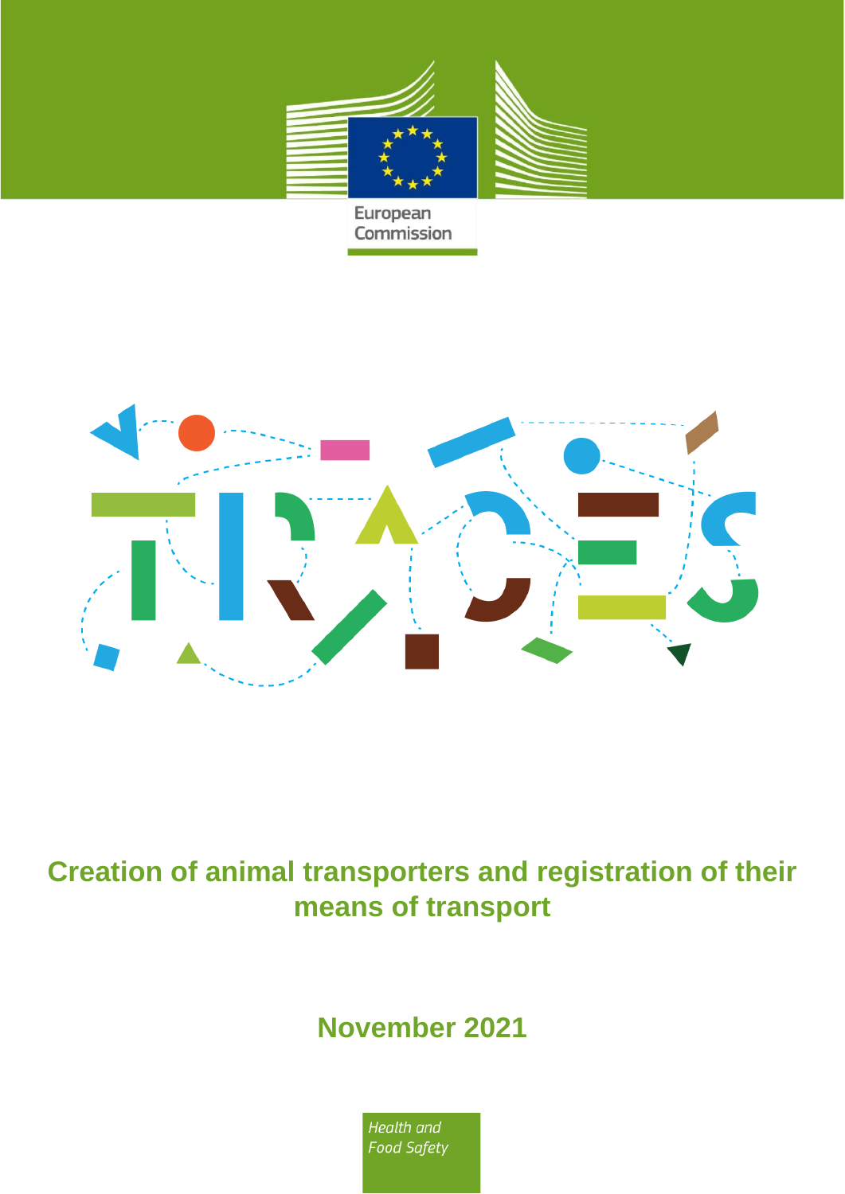European Commission

TRACES

# Creation of animal transporters and registration of their means of transport

## November 2021

*Health and Food Safety*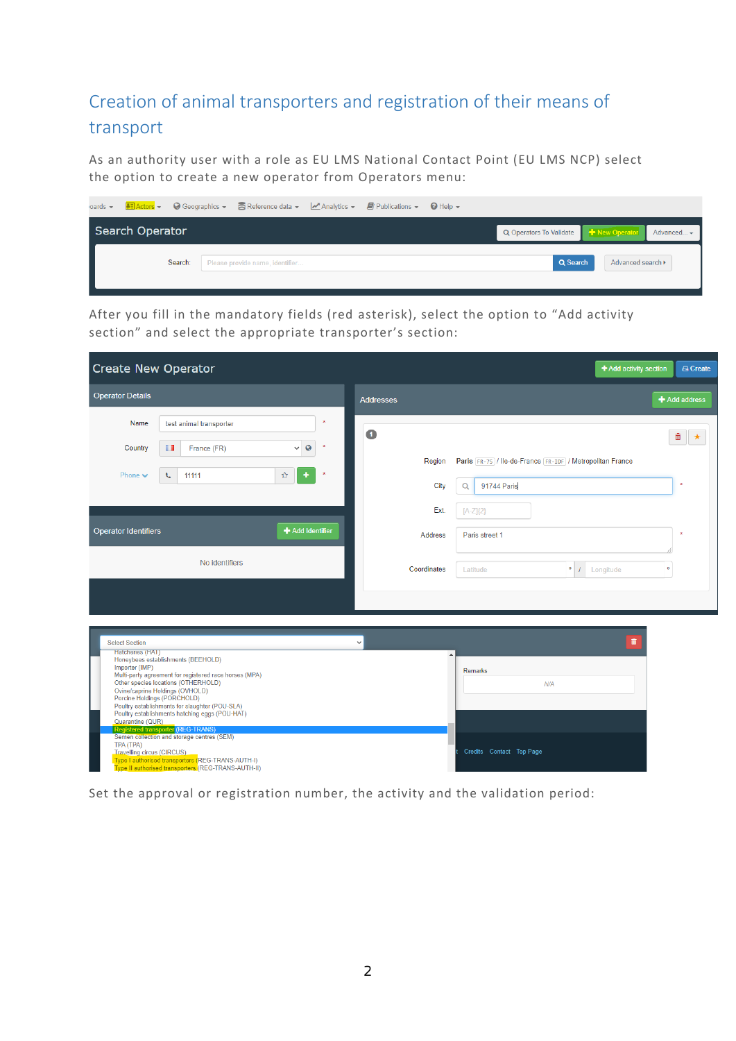## Creation of animal transporters and registration of their means of transport

As an authority user with a role as EU LMS National Contact Point (EU LMS NCP) select the option to create a new operator from Operators menu:

After you fill in the mandatory fields (red asterisk), select the option to "Add activity section" and select the appropriate transporter's section:

Set the approval or registration number, the activity and the validation period: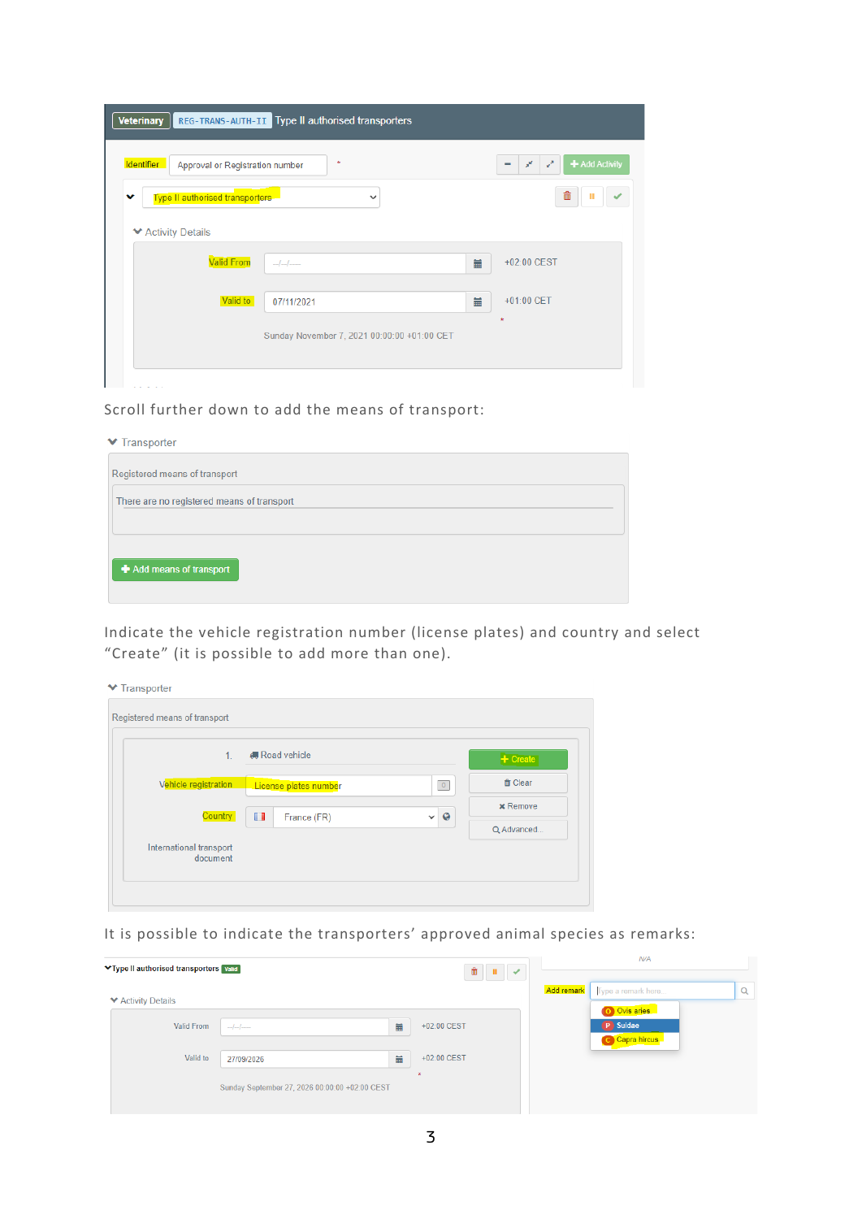Scroll further down to add the means of transport:

Indicate the vehicle registration number (license plates) and country and select “Create” (it is possible to add more than one).

It is possible to indicate the transporters’ approved animal species as remarks: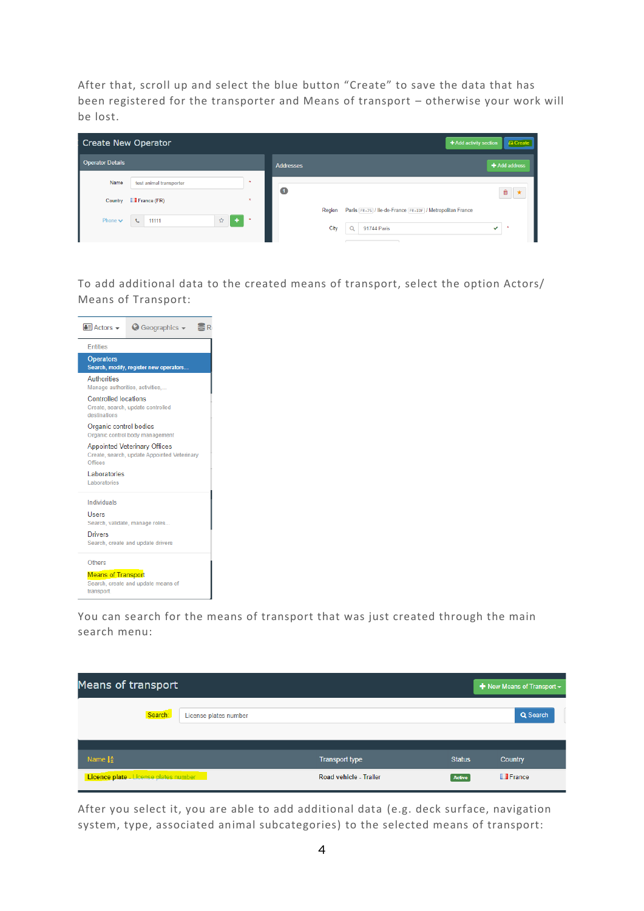After that, scroll up and select the blue button “Create” to save the data that has been registered for the transporter and Means of transport – otherwise your work will be lost.

To add additional data to the created means of transport, select the option Actors/ Means of Transport:

You can search for the means of transport that was just created through the main search menu:

After you select it, you are able to add additional data (e.g. deck surface, navigation system, type, associated animal subcategories) to the selected means of transport: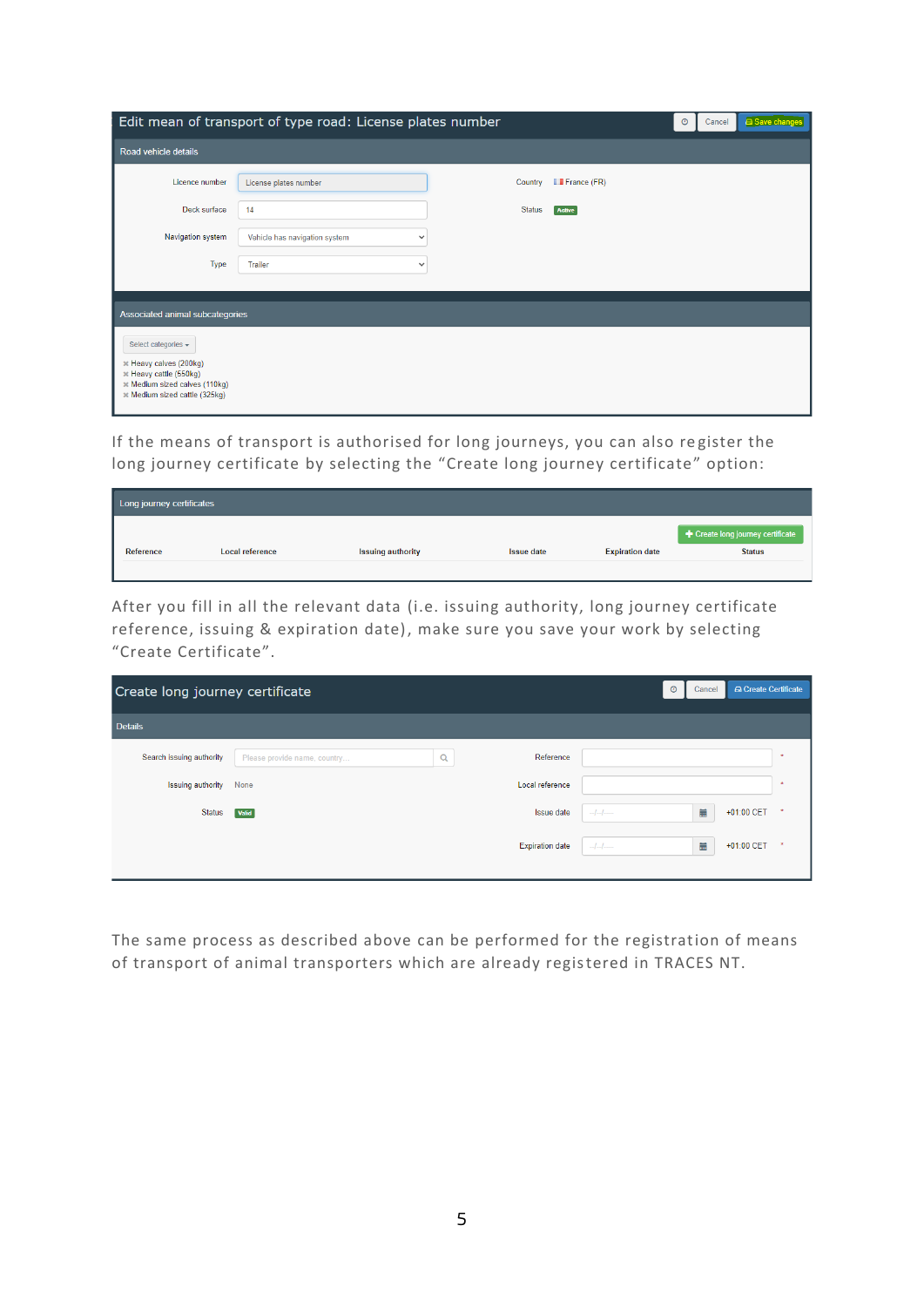If the means of transport is authorised for long journeys, you can also register the long journey certificate by selecting the "Create long journey certificate" option:

After you fill in all the relevant data (i.e. issuing authority, long journey certificate reference, issuing & expiration date), make sure you save your work by selecting "Create Certificate".

The same process as described above can be performed for the registration of means of transport of animal transporters which are already registered in TRACES NT.